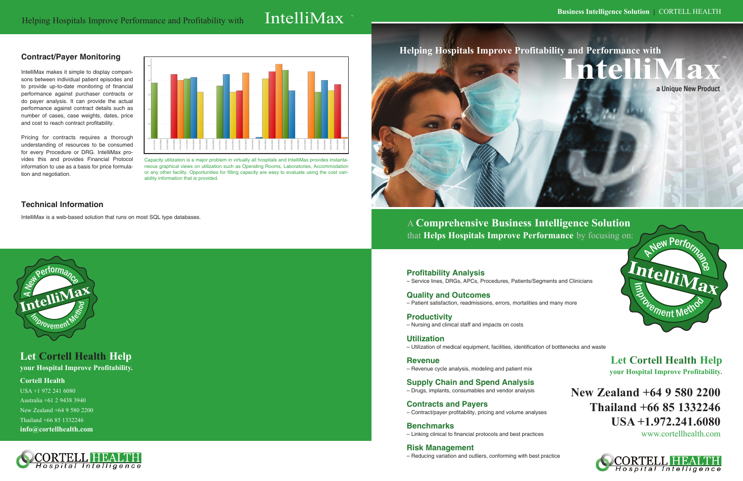Helping Hospitals Improve Performance and Profitability with IntelliMax™

Business Intelligence Solution | CORTELL HEALTH

## Contract/Payer Monitoring

IntelliMax makes it simple to display comparisons between individual patient episodes and to provide up-to-date monitoring of financial performance against purchaser contracts or do payer analysis. It can provide the actual performance against contract details such as number of cases, case weights, dates, price and cost to reach contract profitability.

Pricing for contracts requires a thorough understanding of resources to be consumed for every Procedure or DRG. IntelliMax provides this and provides Financial Protocol information to use as a basis for price formulation and negotiation.

Capacity utilization is a major problem in virtually all hospitals and IntelliMax provides instantaneous graphical views on utilization such as Operating Rooms, Laboratories, Accommodation or any other facility. Opportunities for filling capacity are easy to evaluate using the cost variability information that is provided.

## Technical Information

IntelliMax is a web-based solution that runs on most SQL type databases.

A New Performance IntelliMax Improvement Method

## Let Cortell Health Help

**your Hospital Improve Profitability.**

**Cortell Health**

USA +1 972 241 6080

Australia +61 2 9438 3940

New Zealand +64 9 580 2200

Thailand +66 85 1332246

**info@cortellhealth.com**

CORTELL HEALTH Hospital Intelligence

# Helping Hospitals Improve Profitability and Performance with IntelliMax™

a Unique New Product

## A Comprehensive Business Intelligence Solution that Helps Hospitals Improve Performance by focusing on:

### Profitability Analysis
– Service lines, DRGs, APCs, Procedures, Patients/Segments and Clinicians

### Quality and Outcomes
– Patient satisfaction, readmissions, errors, mortalities and many more

### Productivity
– Nursing and clinical staff and impacts on costs

### Utilization
– Utilization of medical equipment, facilities, identification of bottlenecks and waste

### Revenue
– Revenue cycle analysis, modeling and patient mix

### Supply Chain and Spend Analysis
– Drugs, implants, consumables and vendor analysis

### Contracts and Payers
– Contract/payer profitability, pricing and volume analyses

### Benchmarks
– Linking clinical to financial protocols and best practices

### Risk Management
– Reducing variation and outliers, conforming with best practice

A New Performance IntelliMax Improvement Method

## Let Cortell Health Help

**your Hospital Improve Profitability.**

**New Zealand +64 9 580 2200**

**Thailand +66 85 1332246**

**USA +1.972.241.6080**

www.cortellhealth.com

CORTELL HEALTH Hospital Intelligence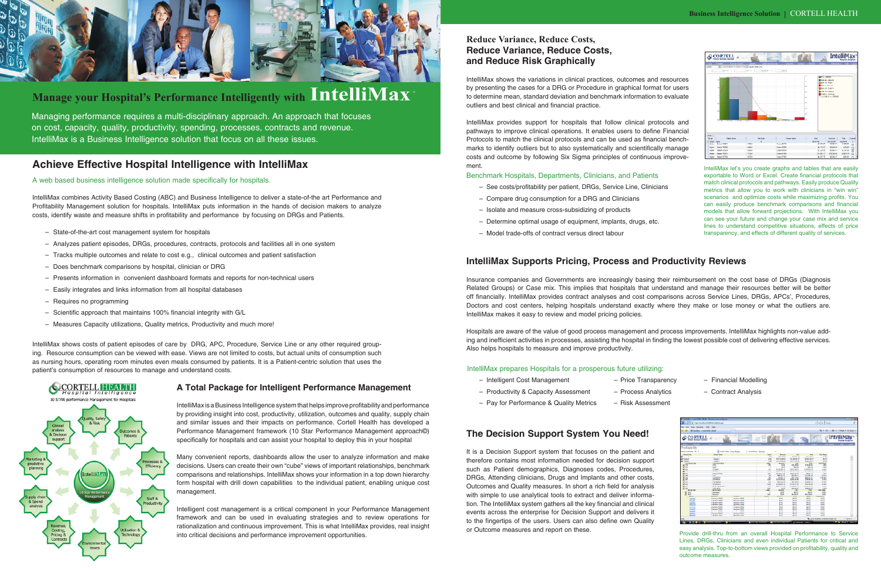# Manage your Hospital's Performance Intelligently with IntelliMax™

Managing performance requires a multi-disciplinary approach. An approach that focuses on cost, capacity, quality, productivity, spending, processes, contracts and revenue. IntelliMax is a Business Intelligence solution that focus on all these issues.

## Achieve Effective Hospital Intelligence with IntelliMax

A web based business intelligence solution made specifically for hospitals.

IntelliMax combines Activity Based Costing (ABC) and Business Intelligence to deliver a state-of-the art Performance and Profitability Management solution for hospitals. IntelliMax puts information in the hands of decision makers to analyze costs, identify waste and measure shifts in profitability and performance by focusing on DRGs and Patients.

- State-of-the-art cost management system for hospitals
- Analyzes patient episodes, DRGs, procedures, contracts, protocols and facilities all in one system
- Tracks multiple outcomes and relate to cost e.g., clinical outcomes and patient satisfaction
- Does benchmark comparisons by hospital, clinician or DRG
- Presents information in convenient dashboard formats and reports for non-technical users
- Easily integrates and links information from all hospital databases
- Requires no programming
- Scientific approach that maintains 100% financial integrity with G/L
- Measures Capacity utilizations, Quality metrics, Productivity and much more!

IntelliMax shows costs of patient episodes of care by DRG, APC, Procedure, Service Line or any other required grouping. Resource consumption can be viewed with ease. Views are not limited to costs, but actual units of consumption such as nursing hours, operating room minutes even meals consumed by patients. It is a Patient-centric solution that uses the patient's consumption of resources to manage and understand costs.

CORTELL HEALTH
Hospital Intelligence
10 STAR performance Management for Hospitals

IntelliMax
10 Star Performance Management

Quality, Safety & Risk
Outcomes & Patients
Processes & Efficiency
Staff & Productivity
Utilization & Technology
Environmental issues
Revenue, Costing, Pricing & Contracts
Supply chain & Spend analysis
Marketing & predictive planning
Clinical analysis & Decision support

## A Total Package for Intelligent Performance Management

IntelliMax is a Business Intelligence system that helps improve profitability and performance by providing insight into cost, productivity, utilization, outcomes and quality, supply chain and similar issues and their impacts on performance. Cortell Health has developed a Performance Management framework (10 Star Performance Management approach©) specifically for hospitals and can assist your hospital to deploy this in your hospital

Many convenient reports, dashboards allow the user to analyze information and make decisions. Users can create their own "cube" views of important relationships, benchmark comparisons and relationships. IntelliMax shows your information in a top down hierarchy form hospital with drill down capabilities to the individual patient, enabling unique cost management.

Intelligent cost management is a critical component in your Performance Management framework and can be used in evaluating strategies and to review operations for rationalization and continuous improvement. This is what IntelliMax provides, real insight into critical decisions and performance improvement opportunities.

## Reduce Variance, Reduce Costs, Reduce Variance, Reduce Costs, and Reduce Risk Graphically

IntelliMax shows the variations in clinical practices, outcomes and resources by presenting the cases for a DRG or Procedure in graphical format for users to determine mean, standard deviation and benchmark information to evaluate outliers and best clinical and financial practice.

IntelliMax provides support for hospitals that follow clinical protocols and pathways to improve clinical operations. It enables users to define Financial Protocols to match the clinical protocols and can be used as financial benchmarks to identify outliers but to also systematically and scientifically manage costs and outcome by following Six Sigma principles of continuous improvement.

IntelliMax let's you create graphs and tables that are easily exportable to Word or Excel. Create financial protocols that match clinical protocols and pathways. Easily produce Quality metrics that allow you to work with clinicians in "win win" scenarios and optimize care while maximizing profits. You can easily produce benchmark comparisons and financial models that allow forward projections. With IntelliMax you can see your future and change your case mix and service lines to understand competitive situations, effects of price transparency, and effects of different quality of services.

### Benchmark Hospitals, Departments, Clinicians, and Patients

- See costs/profitability per patient, DRGs, Service Line, Clinicians
- Compare drug consumption for a DRG and Clinicians
- Isolate and measure cross-subsidizing of products
- Determine optimal usage of equipment, implants, drugs, etc.
- Model trade-offs of contract versus direct labour

## IntelliMax Supports Pricing, Process and Productivity Reviews

Insurance companies and Governments are increasingly basing their reimbursement on the cost base of DRGs (Diagnosis Related Groups) or Case mix. This implies that hospitals that understand and manage their resources better will be better off financially. IntelliMax provides contract analyses and cost comparisons across Service Lines, DRGs, APCs', Procedures, Doctors and cost centers, helping hospitals understand exactly where they make or lose money or what the outliers are. IntelliMax makes it easy to review and model pricing policies.

Hospitals are aware of the value of good process management and process improvements. IntelliMax highlights non-value adding and inefficient activities in processes, assisting the hospital in finding the lowest possible cost of delivering effective services. Also helps hospitals to measure and improve productivity.

### IntelliMax prepares Hospitals for a prosperous future utilizing:

- Intelligent Cost Management
- Productivity & Capacity Assessment
- Pay for Performance & Quality Metrics
- Price Transparency
- Process Analytics
- Risk Assessment
- Financial Modelling
- Contract Analysis

## The Decision Support System You Need!

It is a Decision Support system that focuses on the patient and therefore contains most information needed for decision support such as Patient demographics, Diagnoses codes, Procedures, DRGs, Attending clinicians, Drugs and Implants and other costs, Outcomes and Quality measures. In short a rich field for analysis with simple to use analytical tools to extract and deliver information. The IntelliMax system gathers all the key financial and clinical events across the enterprise for Decision Support and delivers it to the fingertips of the users. Users can also define own Quality or Outcome measures and report on these.

Provide drill-thru from an overall Hospital Performance to Service Lines, DRGs, Clinicians and even individual Patients for critical and easy analysis. Top-to-bottom views provided on profitability, quality and outcome measures.